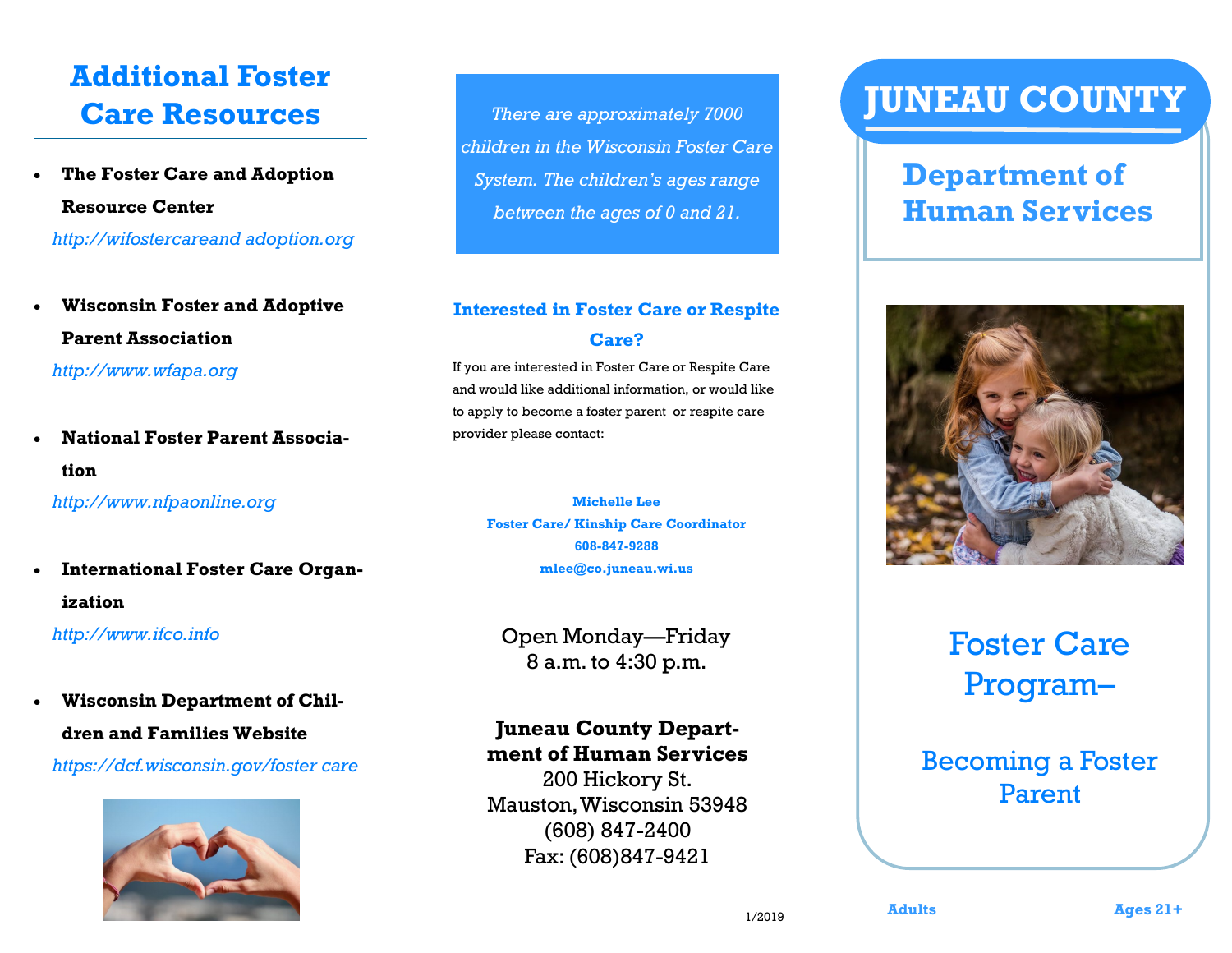# Additional Foster Care Resources

- **The Foster Care and Adoption Resource Center**
  *http://wifostercareand adoption.org*

- **Wisconsin Foster and Adoptive Parent Association**
  *http://www.wfapa.org*

- **National Foster Parent Association**
  *http://www.nfpaonline.org*

- **International Foster Care Organization**
  *http://www.ifco.info*

- **Wisconsin Department of Children and Families Website**
  *https://dcf.wisconsin.gov/foster care*

*There are approximately 7000 children in the Wisconsin Foster Care System. The children's ages range between the ages of 0 and 21.*

## Interested in Foster Care or Respite Care?

If you are interested in Foster Care or Respite Care and would like additional information, or would like to apply to become a foster parent or respite care provider please contact:

**Michelle Lee**
**Foster Care/ Kinship Care Coordinator**
**608-847-9288**
**mlee@co.juneau.wi.us**

Open Monday—Friday
8 a.m. to 4:30 p.m.

**Juneau County Department of Human Services**
200 Hickory St.
Mauston, Wisconsin 53948
(608) 847-2400
Fax: (608)847-9421

1/2019

# JUNEAU COUNTY

## Department of Human Services

# Foster Care Program–

## Becoming a Foster Parent

**Adults** **Ages 21+**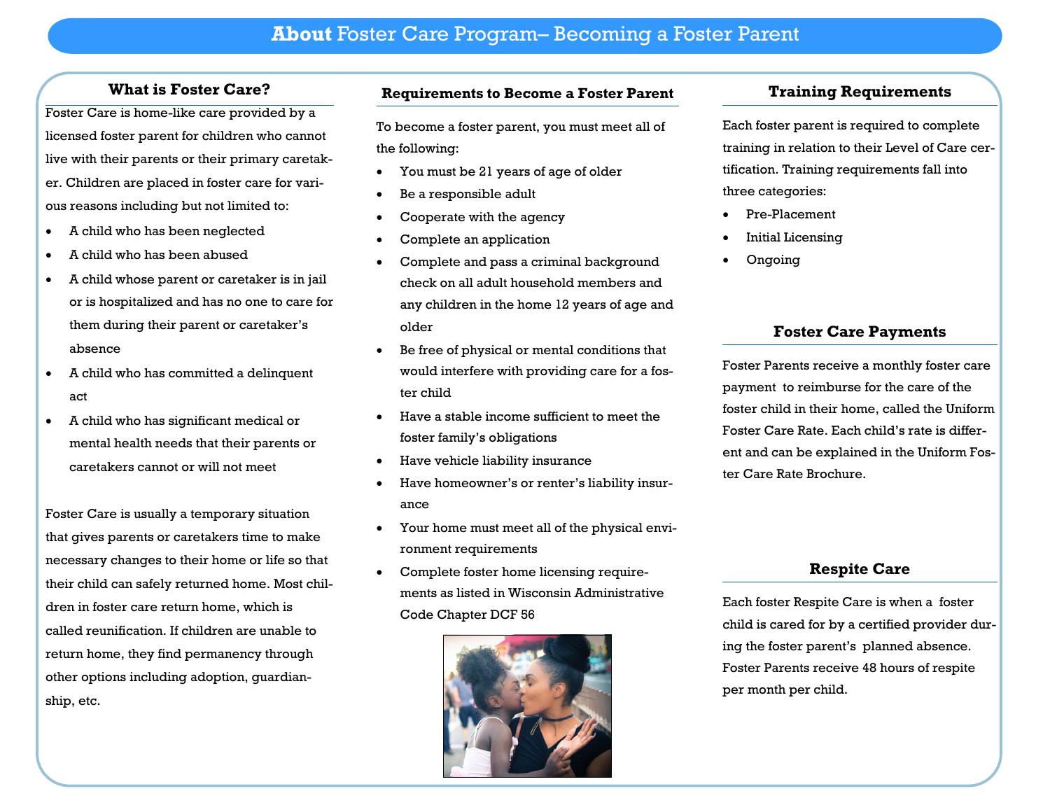# **About** Foster Care Program– Becoming a Foster Parent

## What is Foster Care?

Foster Care is home-like care provided by a licensed foster parent for children who cannot live with their parents or their primary caretaker. Children are placed in foster care for various reasons including but not limited to:

- A child who has been neglected
- A child who has been abused
- A child whose parent or caretaker is in jail or is hospitalized and has no one to care for them during their parent or caretaker's absence
- A child who has committed a delinquent act
- A child who has significant medical or mental health needs that their parents or caretakers cannot or will not meet

Foster Care is usually a temporary situation that gives parents or caretakers time to make necessary changes to their home or life so that their child can safely returned home. Most children in foster care return home, which is called reunification. If children are unable to return home, they find permanency through other options including adoption, guardianship, etc.

## Requirements to Become a Foster Parent

To become a foster parent, you must meet all of the following:

- You must be 21 years of age of older
- Be a responsible adult
- Cooperate with the agency
- Complete an application
- Complete and pass a criminal background check on all adult household members and any children in the home 12 years of age and older
- Be free of physical or mental conditions that would interfere with providing care for a foster child
- Have a stable income sufficient to meet the foster family's obligations
- Have vehicle liability insurance
- Have homeowner's or renter's liability insurance
- Your home must meet all of the physical environment requirements
- Complete foster home licensing requirements as listed in Wisconsin Administrative Code Chapter DCF 56

## Training Requirements

Each foster parent is required to complete training in relation to their Level of Care certification. Training requirements fall into three categories:

- Pre-Placement
- Initial Licensing
- Ongoing

## Foster Care Payments

Foster Parents receive a monthly foster care payment to reimburse for the care of the foster child in their home, called the Uniform Foster Care Rate. Each child's rate is different and can be explained in the Uniform Foster Care Rate Brochure.

## Respite Care

Each foster Respite Care is when a foster child is cared for by a certified provider during the foster parent's planned absence. Foster Parents receive 48 hours of respite per month per child.